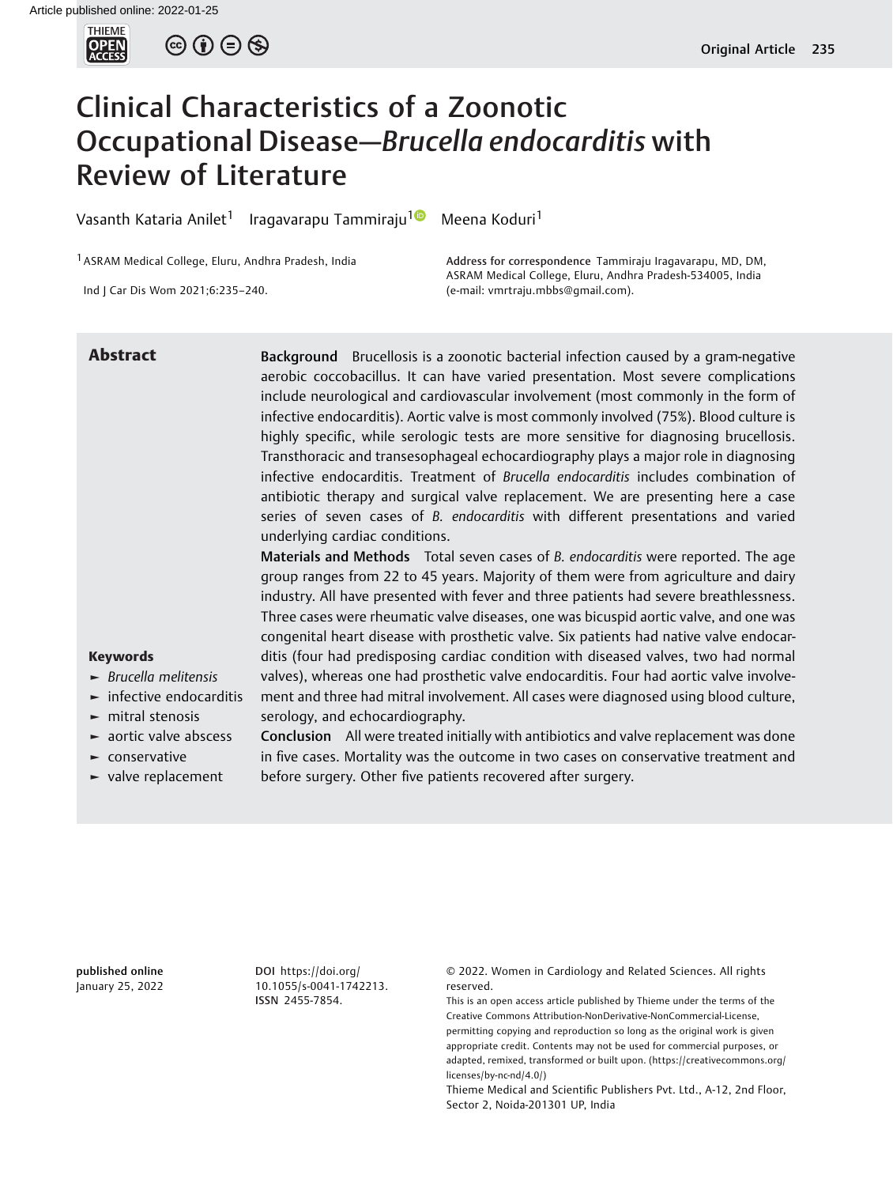Article published online: 2022-01-25

# Clinical Characteristics of a Zoonotic Occupational Disease—*Brucella endocarditis* with Review of Literature

Vasanth Kataria Anilet[1] Iragavarapu Tammiraju[1] Meena Koduri[1]

[1] ASRAM Medical College, Eluru, Andhra Pradesh, India

Ind J Car Dis Wom 2021;6:235–240.

**Address for correspondence** Tammiraju Iragavarapu, MD, DM, ASRAM Medical College, Eluru, Andhra Pradesh-534005, India (e-mail: vmrtraju.mbbs@gmail.com).

## Abstract

**Background** Brucellosis is a zoonotic bacterial infection caused by a gram-negative aerobic coccobacillus. It can have varied presentation. Most severe complications include neurological and cardiovascular involvement (most commonly in the form of infective endocarditis). Aortic valve is most commonly involved (75%). Blood culture is highly specific, while serologic tests are more sensitive for diagnosing brucellosis. Transthoracic and transesophageal echocardiography plays a major role in diagnosing infective endocarditis. Treatment of *Brucella endocarditis* includes combination of antibiotic therapy and surgical valve replacement. We are presenting here a case series of seven cases of *B. endocarditis* with different presentations and varied underlying cardiac conditions.

**Materials and Methods** Total seven cases of *B. endocarditis* were reported. The age group ranges from 22 to 45 years. Majority of them were from agriculture and dairy industry. All have presented with fever and three patients had severe breathlessness. Three cases were rheumatic valve diseases, one was bicuspid aortic valve, and one was congenital heart disease with prosthetic valve. Six patients had native valve endocarditis (four had predisposing cardiac condition with diseased valves, two had normal valves), whereas one had prosthetic valve endocarditis. Four had aortic valve involvement and three had mitral involvement. All cases were diagnosed using blood culture, serology, and echocardiography.

**Conclusion** All were treated initially with antibiotics and valve replacement was done in five cases. Mortality was the outcome in two cases on conservative treatment and before surgery. Other five patients recovered after surgery.

**Keywords**

- *Brucella melitensis*
- infective endocarditis
- mitral stenosis
- aortic valve abscess
- conservative
- valve replacement

**published online** January 25, 2022

**DOI** https://doi.org/10.1055/s-0041-1742213.
**ISSN** 2455-7854.

© 2022. Women in Cardiology and Related Sciences. All rights reserved.

This is an open access article published by Thieme under the terms of the Creative Commons Attribution-NonDerivative-NonCommercial-License, permitting copying and reproduction so long as the original work is given appropriate credit. Contents may not be used for commercial purposes, or adapted, remixed, transformed or built upon. (https://creativecommons.org/licenses/by-nc-nd/4.0/)

Thieme Medical and Scientific Publishers Pvt. Ltd., A-12, 2nd Floor, Sector 2, Noida-201301 UP, India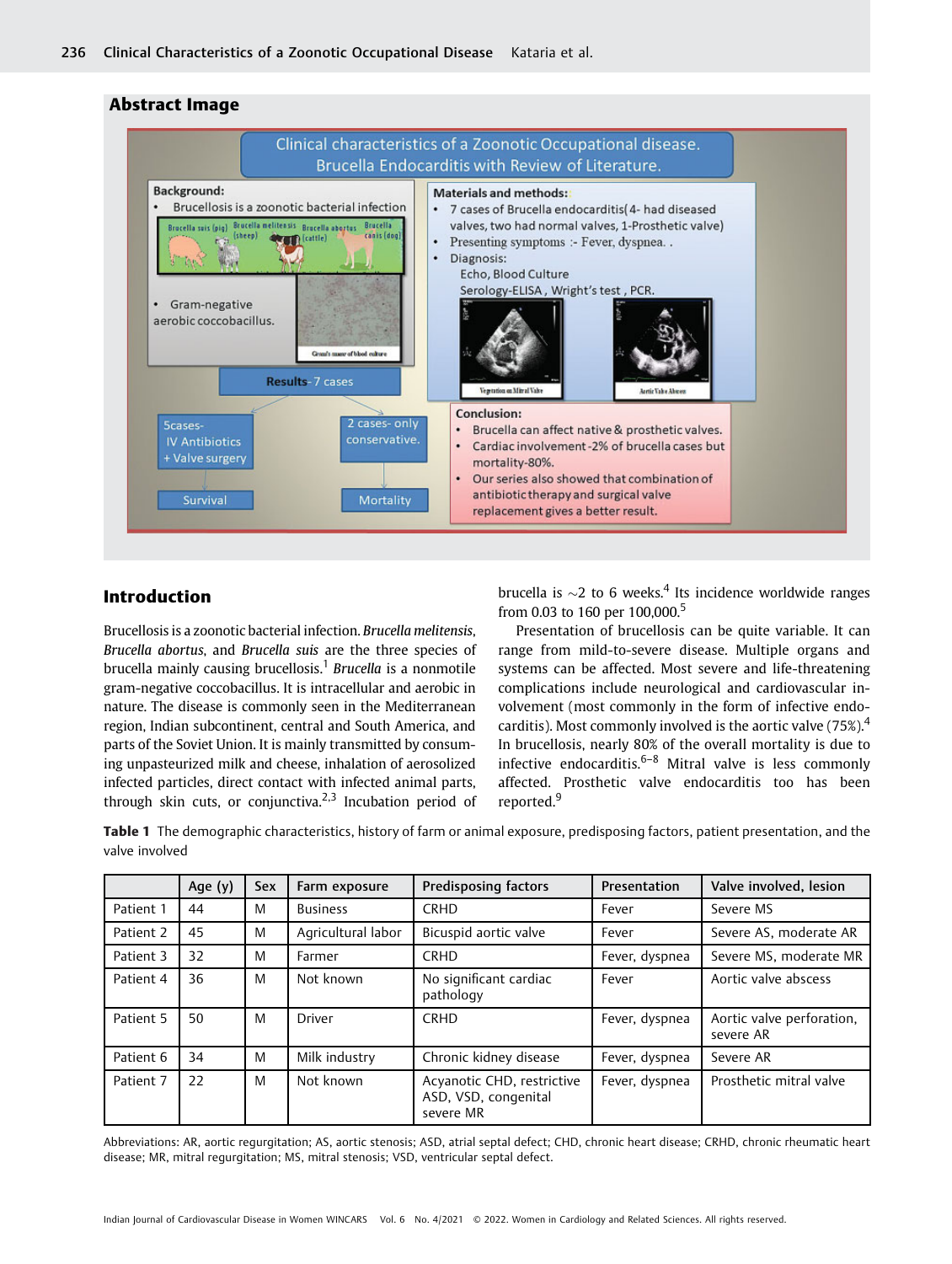## Abstract Image

## Introduction

Brucellosis is a zoonotic bacterial infection. *Brucella melitensis*, *Brucella abortus*, and *Brucella suis* are the three species of brucella mainly causing brucellosis.[1] *Brucella* is a nonmotile gram-negative coccobacillus. It is intracellular and aerobic in nature. The disease is commonly seen in the Mediterranean region, Indian subcontinent, central and South America, and parts of the Soviet Union. It is mainly transmitted by consuming unpasteurized milk and cheese, inhalation of aerosolized infected particles, direct contact with infected animal parts, through skin cuts, or conjunctiva.[2,3] Incubation period of brucella is ~2 to 6 weeks.[4] Its incidence worldwide ranges from 0.03 to 160 per 100,000.[5]

Presentation of brucellosis can be quite variable. It can range from mild-to-severe disease. Multiple organs and systems can be affected. Most severe and life-threatening complications include neurological and cardiovascular involvement (most commonly in the form of infective endocarditis). Most commonly involved is the aortic valve (75%).[4] In brucellosis, nearly 80% of the overall mortality is due to infective endocarditis.[6–8] Mitral valve is less commonly affected. Prosthetic valve endocarditis too has been reported.[9]

**Table 1** The demographic characteristics, history of farm or animal exposure, predisposing factors, patient presentation, and the valve involved

| | Age (y) | Sex | Farm exposure | Predisposing factors | Presentation | Valve involved, lesion |
|---|---|---|---|---|---|---|
| Patient 1 | 44 | M | Business | CRHD | Fever | Severe MS |
| Patient 2 | 45 | M | Agricultural labor | Bicuspid aortic valve | Fever | Severe AS, moderate AR |
| Patient 3 | 32 | M | Farmer | CRHD | Fever, dyspnea | Severe MS, moderate MR |
| Patient 4 | 36 | M | Not known | No significant cardiac pathology | Fever | Aortic valve abscess |
| Patient 5 | 50 | M | Driver | CRHD | Fever, dyspnea | Aortic valve perforation, severe AR |
| Patient 6 | 34 | M | Milk industry | Chronic kidney disease | Fever, dyspnea | Severe AR |
| Patient 7 | 22 | M | Not known | Acyanotic CHD, restrictive ASD, VSD, congenital severe MR | Fever, dyspnea | Prosthetic mitral valve |

Abbreviations: AR, aortic regurgitation; AS, aortic stenosis; ASD, atrial septal defect; CHD, chronic heart disease; CRHD, chronic rheumatic heart disease; MR, mitral regurgitation; MS, mitral stenosis; VSD, ventricular septal defect.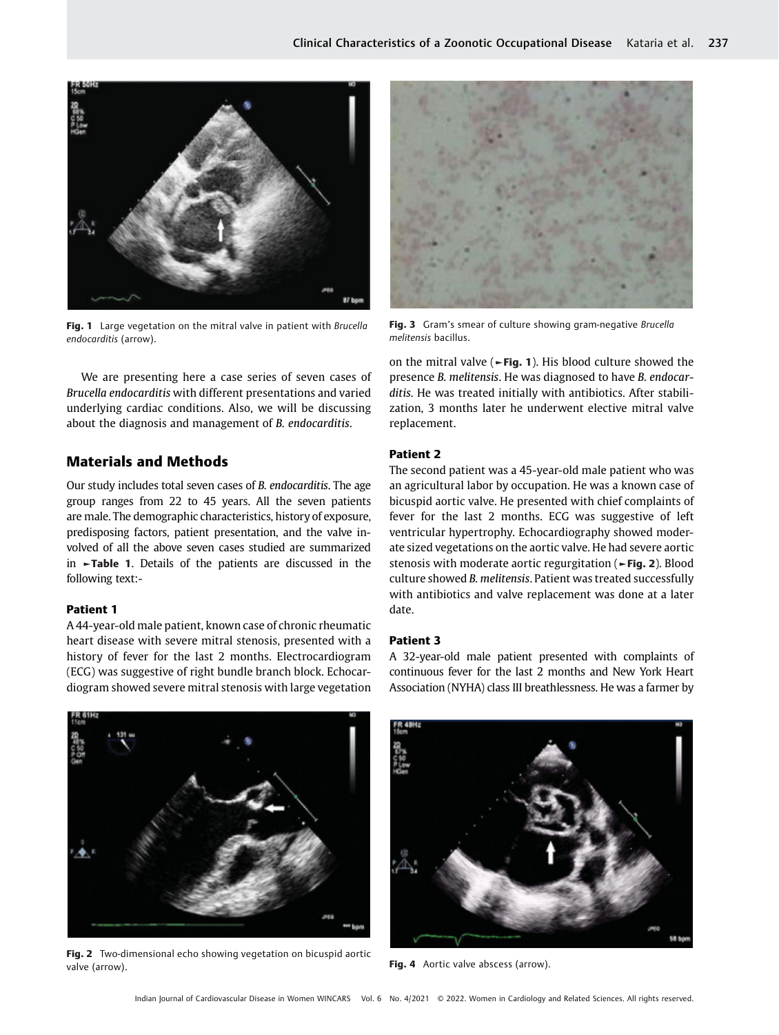Fig. 1 Large vegetation on the mitral valve in patient with *Brucella endocarditis* (arrow).

Fig. 3 Gram's smear of culture showing gram-negative *Brucella melitensis* bacillus.

We are presenting here a case series of seven cases of *Brucella endocarditis* with different presentations and varied underlying cardiac conditions. Also, we will be discussing about the diagnosis and management of *B. endocarditis*.

## Materials and Methods

Our study includes total seven cases of *B. endocarditis*. The age group ranges from 22 to 45 years. All the seven patients are male. The demographic characteristics, history of exposure, predisposing factors, patient presentation, and the valve involved of all the above seven cases studied are summarized in ►**Table 1**. Details of the patients are discussed in the following text:-

### Patient 1

A 44-year-old male patient, known case of chronic rheumatic heart disease with severe mitral stenosis, presented with a history of fever for the last 2 months. Electrocardiogram (ECG) was suggestive of right bundle branch block. Echocardiogram showed severe mitral stenosis with large vegetation on the mitral valve (►**Fig. 1**). His blood culture showed the presence *B. melitensis*. He was diagnosed to have *B. endocarditis*. He was treated initially with antibiotics. After stabilization, 3 months later he underwent elective mitral valve replacement.

### Patient 2

The second patient was a 45-year-old male patient who was an agricultural labor by occupation. He was a known case of bicuspid aortic valve. He presented with chief complaints of fever for the last 2 months. ECG was suggestive of left ventricular hypertrophy. Echocardiography showed moderate sized vegetations on the aortic valve. He had severe aortic stenosis with moderate aortic regurgitation (►**Fig. 2**). Blood culture showed *B. melitensis*. Patient was treated successfully with antibiotics and valve replacement was done at a later date.

### Patient 3

A 32-year-old male patient presented with complaints of continuous fever for the last 2 months and New York Heart Association (NYHA) class III breathlessness. He was a farmer by

Fig. 2 Two-dimensional echo showing vegetation on bicuspid aortic valve (arrow).

Fig. 4 Aortic valve abscess (arrow).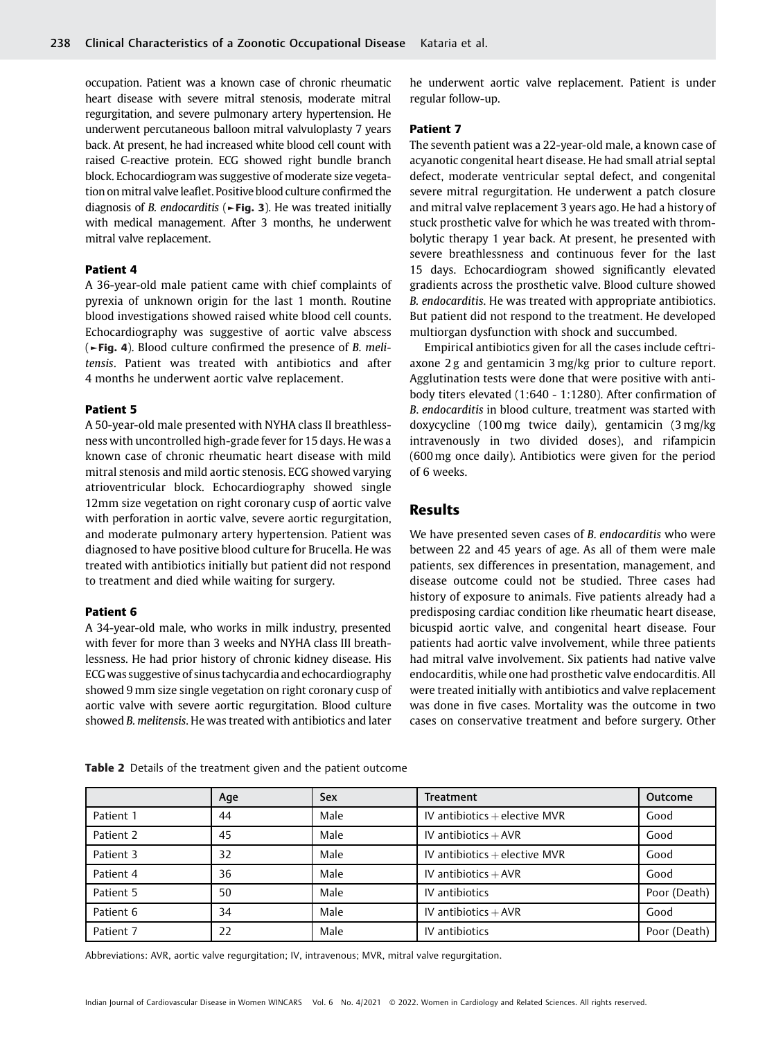occupation. Patient was a known case of chronic rheumatic heart disease with severe mitral stenosis, moderate mitral regurgitation, and severe pulmonary artery hypertension. He underwent percutaneous balloon mitral valvuloplasty 7 years back. At present, he had increased white blood cell count with raised C-reactive protein. ECG showed right bundle branch block. Echocardiogram was suggestive of moderate size vegetation on mitral valve leaflet. Positive blood culture confirmed the diagnosis of *B. endocarditis* (►**Fig. 3**). He was treated initially with medical management. After 3 months, he underwent mitral valve replacement.

#### Patient 4

A 36-year-old male patient came with chief complaints of pyrexia of unknown origin for the last 1 month. Routine blood investigations showed raised white blood cell counts. Echocardiography was suggestive of aortic valve abscess (►**Fig. 4**). Blood culture confirmed the presence of *B. melitensis*. Patient was treated with antibiotics and after 4 months he underwent aortic valve replacement.

#### Patient 5

A 50-year-old male presented with NYHA class II breathlessness with uncontrolled high-grade fever for 15 days. He was a known case of chronic rheumatic heart disease with mild mitral stenosis and mild aortic stenosis. ECG showed varying atrioventricular block. Echocardiography showed single 12mm size vegetation on right coronary cusp of aortic valve with perforation in aortic valve, severe aortic regurgitation, and moderate pulmonary artery hypertension. Patient was diagnosed to have positive blood culture for Brucella. He was treated with antibiotics initially but patient did not respond to treatment and died while waiting for surgery.

#### Patient 6

A 34-year-old male, who works in milk industry, presented with fever for more than 3 weeks and NYHA class III breathlessness. He had prior history of chronic kidney disease. His ECG was suggestive of sinus tachycardia and echocardiography showed 9 mm size single vegetation on right coronary cusp of aortic valve with severe aortic regurgitation. Blood culture showed *B. melitensis*. He was treated with antibiotics and later he underwent aortic valve replacement. Patient is under regular follow-up.

#### Patient 7

The seventh patient was a 22-year-old male, a known case of acyanotic congenital heart disease. He had small atrial septal defect, moderate ventricular septal defect, and congenital severe mitral regurgitation. He underwent a patch closure and mitral valve replacement 3 years ago. He had a history of stuck prosthetic valve for which he was treated with thrombolytic therapy 1 year back. At present, he presented with severe breathlessness and continuous fever for the last 15 days. Echocardiogram showed significantly elevated gradients across the prosthetic valve. Blood culture showed *B. endocarditis*. He was treated with appropriate antibiotics. But patient did not respond to the treatment. He developed multiorgan dysfunction with shock and succumbed.

Empirical antibiotics given for all the cases include ceftriaxone 2 g and gentamicin 3 mg/kg prior to culture report. Agglutination tests were done that were positive with antibody titers elevated (1:640 - 1:1280). After confirmation of *B. endocarditis* in blood culture, treatment was started with doxycycline (100 mg twice daily), gentamicin (3 mg/kg intravenously in two divided doses), and rifampicin (600 mg once daily). Antibiotics were given for the period of 6 weeks.

## Results

We have presented seven cases of *B. endocarditis* who were between 22 and 45 years of age. As all of them were male patients, sex differences in presentation, management, and disease outcome could not be studied. Three cases had history of exposure to animals. Five patients already had a predisposing cardiac condition like rheumatic heart disease, bicuspid aortic valve, and congenital heart disease. Four patients had aortic valve involvement, while three patients had mitral valve involvement. Six patients had native valve endocarditis, while one had prosthetic valve endocarditis. All were treated initially with antibiotics and valve replacement was done in five cases. Mortality was the outcome in two cases on conservative treatment and before surgery. Other

**Table 2** Details of the treatment given and the patient outcome

| | Age | Sex | Treatment | Outcome |
|---|---|---|---|---|
| Patient 1 | 44 | Male | IV antibiotics + elective MVR | Good |
| Patient 2 | 45 | Male | IV antibiotics + AVR | Good |
| Patient 3 | 32 | Male | IV antibiotics + elective MVR | Good |
| Patient 4 | 36 | Male | IV antibiotics + AVR | Good |
| Patient 5 | 50 | Male | IV antibiotics | Poor (Death) |
| Patient 6 | 34 | Male | IV antibiotics + AVR | Good |
| Patient 7 | 22 | Male | IV antibiotics | Poor (Death) |

Abbreviations: AVR, aortic valve regurgitation; IV, intravenous; MVR, mitral valve regurgitation.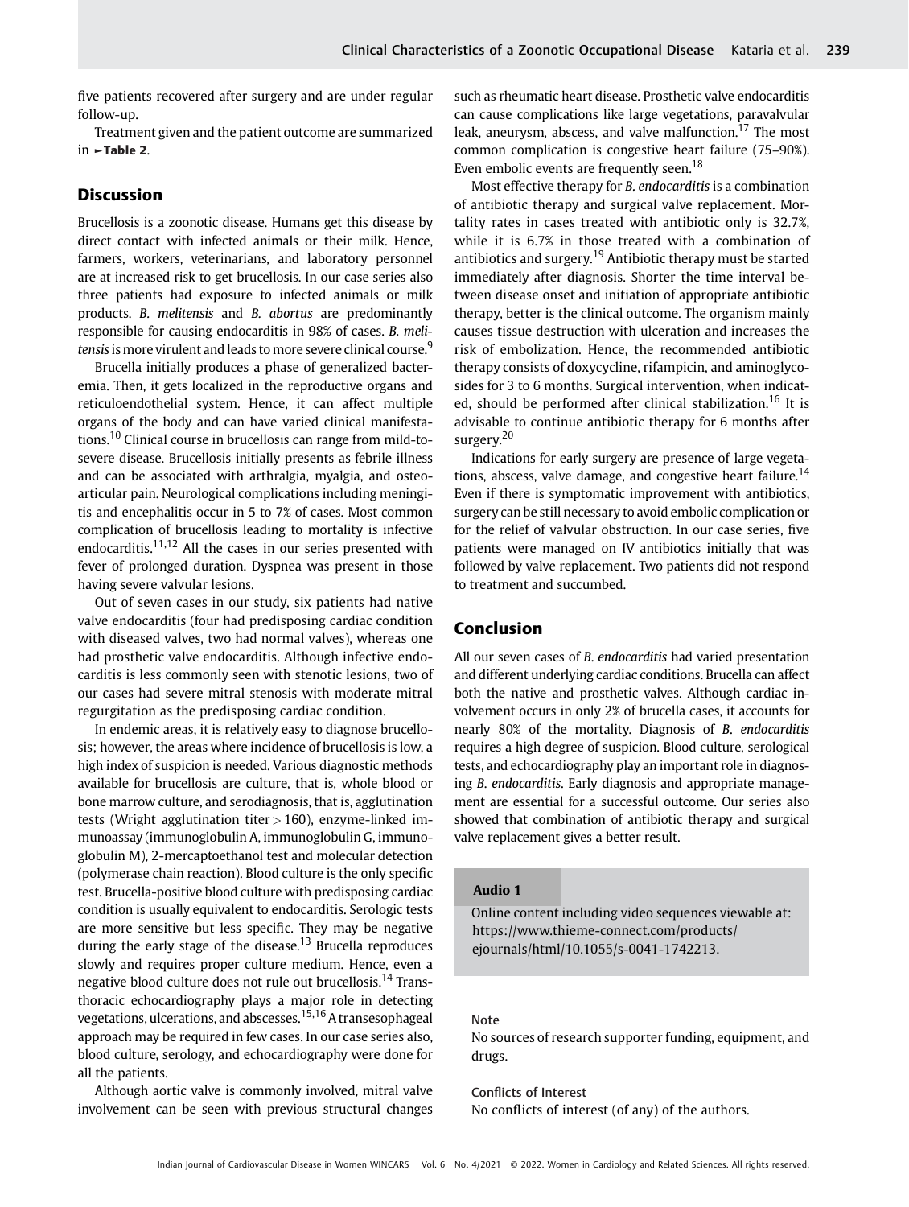five patients recovered after surgery and are under regular follow-up.

Treatment given and the patient outcome are summarized in ►**Table 2**.

## Discussion

Brucellosis is a zoonotic disease. Humans get this disease by direct contact with infected animals or their milk. Hence, farmers, workers, veterinarians, and laboratory personnel are at increased risk to get brucellosis. In our case series also three patients had exposure to infected animals or milk products. *B. melitensis* and *B. abortus* are predominantly responsible for causing endocarditis in 98% of cases. *B. melitensis* is more virulent and leads to more severe clinical course.[9]

Brucella initially produces a phase of generalized bacteremia. Then, it gets localized in the reproductive organs and reticuloendothelial system. Hence, it can affect multiple organs of the body and can have varied clinical manifestations.[10] Clinical course in brucellosis can range from mild-to-severe disease. Brucellosis initially presents as febrile illness and can be associated with arthralgia, myalgia, and osteoarticular pain. Neurological complications including meningitis and encephalitis occur in 5 to 7% of cases. Most common complication of brucellosis leading to mortality is infective endocarditis.[11,12] All the cases in our series presented with fever of prolonged duration. Dyspnea was present in those having severe valvular lesions.

Out of seven cases in our study, six patients had native valve endocarditis (four had predisposing cardiac condition with diseased valves, two had normal valves), whereas one had prosthetic valve endocarditis. Although infective endocarditis is less commonly seen with stenotic lesions, two of our cases had severe mitral stenosis with moderate mitral regurgitation as the predisposing cardiac condition.

In endemic areas, it is relatively easy to diagnose brucellosis; however, the areas where incidence of brucellosis is low, a high index of suspicion is needed. Various diagnostic methods available for brucellosis are culture, that is, whole blood or bone marrow culture, and serodiagnosis, that is, agglutination tests (Wright agglutination titer > 160), enzyme-linked immunoassay (immunoglobulin A, immunoglobulin G, immunoglobulin M), 2-mercaptoethanol test and molecular detection (polymerase chain reaction). Blood culture is the only specific test. Brucella-positive blood culture with predisposing cardiac condition is usually equivalent to endocarditis. Serologic tests are more sensitive but less specific. They may be negative during the early stage of the disease.[13] Brucella reproduces slowly and requires proper culture medium. Hence, even a negative blood culture does not rule out brucellosis.[14] Transthoracic echocardiography plays a major role in detecting vegetations, ulcerations, and abscesses.[15,16] A transesophageal approach may be required in few cases. In our case series also, blood culture, serology, and echocardiography were done for all the patients.

Although aortic valve is commonly involved, mitral valve involvement can be seen with previous structural changes such as rheumatic heart disease. Prosthetic valve endocarditis can cause complications like large vegetations, paravalvular leak, aneurysm, abscess, and valve malfunction.[17] The most common complication is congestive heart failure (75–90%). Even embolic events are frequently seen.[18]

Most effective therapy for *B. endocarditis* is a combination of antibiotic therapy and surgical valve replacement. Mortality rates in cases treated with antibiotic only is 32.7%, while it is 6.7% in those treated with a combination of antibiotics and surgery.[19] Antibiotic therapy must be started immediately after diagnosis. Shorter the time interval between disease onset and initiation of appropriate antibiotic therapy, better is the clinical outcome. The organism mainly causes tissue destruction with ulceration and increases the risk of embolization. Hence, the recommended antibiotic therapy consists of doxycycline, rifampicin, and aminoglycosides for 3 to 6 months. Surgical intervention, when indicated, should be performed after clinical stabilization.[16] It is advisable to continue antibiotic therapy for 6 months after surgery.[20]

Indications for early surgery are presence of large vegetations, abscess, valve damage, and congestive heart failure.[14] Even if there is symptomatic improvement with antibiotics, surgery can be still necessary to avoid embolic complication or for the relief of valvular obstruction. In our case series, five patients were managed on IV antibiotics initially that was followed by valve replacement. Two patients did not respond to treatment and succumbed.

## Conclusion

All our seven cases of *B. endocarditis* had varied presentation and different underlying cardiac conditions. Brucella can affect both the native and prosthetic valves. Although cardiac involvement occurs in only 2% of brucella cases, it accounts for nearly 80% of the mortality. Diagnosis of *B. endocarditis* requires a high degree of suspicion. Blood culture, serological tests, and echocardiography play an important role in diagnosing *B. endocarditis*. Early diagnosis and appropriate management are essential for a successful outcome. Our series also showed that combination of antibiotic therapy and surgical valve replacement gives a better result.

**Audio 1**

Online content including video sequences viewable at: https://www.thieme-connect.com/products/ejournals/html/10.1055/s-0041-1742213.

Note
No sources of research supporter funding, equipment, and drugs.

Conflicts of Interest
No conflicts of interest (of any) of the authors.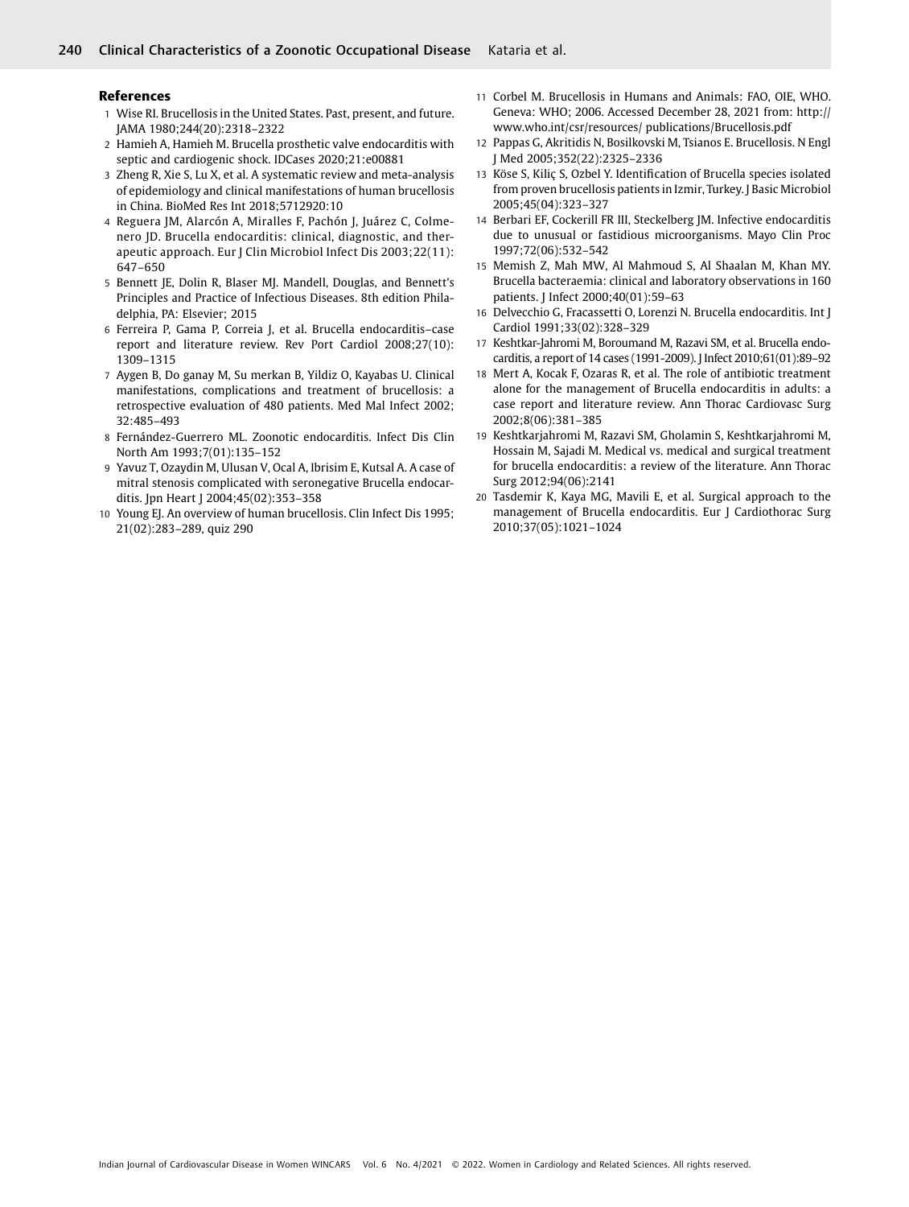## References

1. Wise RI. Brucellosis in the United States. Past, present, and future. JAMA 1980;244(20):2318–2322
2. Hamieh A, Hamieh M. Brucella prosthetic valve endocarditis with septic and cardiogenic shock. IDCases 2020;21:e00881
3. Zheng R, Xie S, Lu X, et al. A systematic review and meta-analysis of epidemiology and clinical manifestations of human brucellosis in China. BioMed Res Int 2018;5712920:10
4. Reguera JM, Alarcón A, Miralles F, Pachón J, Juárez C, Colmenero JD. Brucella endocarditis: clinical, diagnostic, and therapeutic approach. Eur J Clin Microbiol Infect Dis 2003;22(11):647–650
5. Bennett JE, Dolin R, Blaser MJ. Mandell, Douglas, and Bennett's Principles and Practice of Infectious Diseases. 8th edition Philadelphia, PA: Elsevier; 2015
6. Ferreira P, Gama P, Correia J, et al. Brucella endocarditis–case report and literature review. Rev Port Cardiol 2008;27(10):1309–1315
7. Aygen B, Do ganay M, Su merkan B, Yildiz O, Kayabas U. Clinical manifestations, complications and treatment of brucellosis: a retrospective evaluation of 480 patients. Med Mal Infect 2002; 32:485–493
8. Fernández-Guerrero ML. Zoonotic endocarditis. Infect Dis Clin North Am 1993;7(01):135–152
9. Yavuz T, Ozaydin M, Ulusan V, Ocal A, Ibrisim E, Kutsal A. A case of mitral stenosis complicated with seronegative Brucella endocarditis. Jpn Heart J 2004;45(02):353–358
10. Young EJ. An overview of human brucellosis. Clin Infect Dis 1995; 21(02):283–289, quiz 290
11. Corbel M. Brucellosis in Humans and Animals: FAO, OIE, WHO. Geneva: WHO; 2006. Accessed December 28, 2021 from: http:// www.who.int/csr/resources/ publications/Brucellosis.pdf
12. Pappas G, Akritidis N, Bosilkovski M, Tsianos E. Brucellosis. N Engl J Med 2005;352(22):2325–2336
13. Köse S, Kiliç S, Ozbel Y. Identification of Brucella species isolated from proven brucellosis patients in Izmir, Turkey. J Basic Microbiol 2005;45(04):323–327
14. Berbari EF, Cockerill FR III, Steckelberg JM. Infective endocarditis due to unusual or fastidious microorganisms. Mayo Clin Proc 1997;72(06):532–542
15. Memish Z, Mah MW, Al Mahmoud S, Al Shaalan M, Khan MY. Brucella bacteraemia: clinical and laboratory observations in 160 patients. J Infect 2000;40(01):59–63
16. Delvecchio G, Fracassetti O, Lorenzi N. Brucella endocarditis. Int J Cardiol 1991;33(02):328–329
17. Keshtkar-Jahromi M, Boroumand M, Razavi SM, et al. Brucella endocarditis, a report of 14 cases (1991-2009). J Infect 2010;61(01):89–92
18. Mert A, Kocak F, Ozaras R, et al. The role of antibiotic treatment alone for the management of Brucella endocarditis in adults: a case report and literature review. Ann Thorac Cardiovasc Surg 2002;8(06):381–385
19. Keshtkarjahromi M, Razavi SM, Gholamin S, Keshtkarjahromi M, Hossain M, Sajadi M. Medical vs. medical and surgical treatment for brucella endocarditis: a review of the literature. Ann Thorac Surg 2012;94(06):2141
20. Tasdemir K, Kaya MG, Mavili E, et al. Surgical approach to the management of Brucella endocarditis. Eur J Cardiothorac Surg 2010;37(05):1021–1024